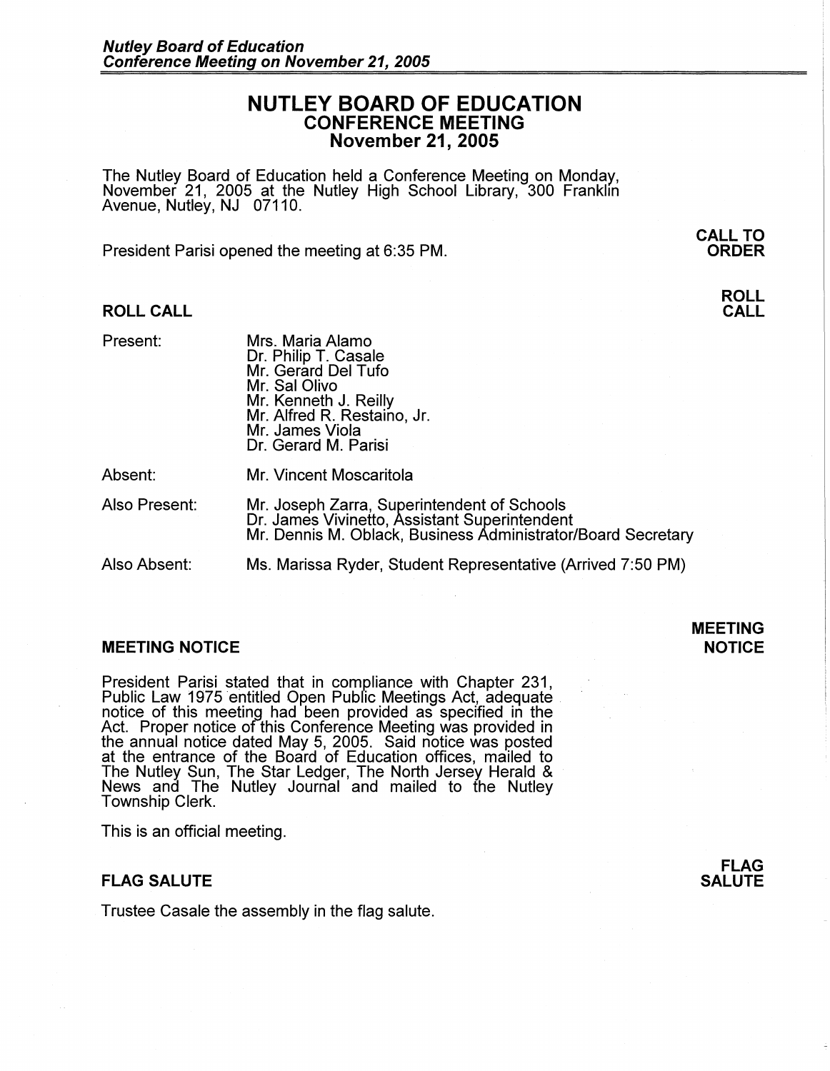# NUTLEY BOARD OF EDUCATION
## CONFERENCE MEETING
## November 21, 2005

The Nutley Board of Education held a Conference Meeting on Monday, November 21, 2005 at the Nutley High School Library, 300 Franklin Avenue, Nutley, NJ 07110.

**CALL TO ORDER**

President Parisi opened the meeting at 6:35 PM.

**ROLL CALL**

## ROLL CALL

| | |
|---|---|
| Present: | Mrs. Maria Alamo<br>Dr. Philip T. Casale<br>Mr. Gerard Del Tufo<br>Mr. Sal Olivo<br>Mr. Kenneth J. Reilly<br>Mr. Alfred R. Restaino, Jr.<br>Mr. James Viola<br>Dr. Gerard M. Parisi |
| Absent: | Mr. Vincent Moscaritola |
| Also Present: | Mr. Joseph Zarra, Superintendent of Schools<br>Dr. James Vivinetto, Assistant Superintendent<br>Mr. Dennis M. Oblack, Business Administrator/Board Secretary |
| Also Absent: | Ms. Marissa Ryder, Student Representative (Arrived 7:50 PM) |

**MEETING NOTICE**

## MEETING NOTICE

President Parisi stated that in compliance with Chapter 231, Public Law 1975 entitled Open Public Meetings Act, adequate notice of this meeting had been provided as specified in the Act. Proper notice of this Conference Meeting was provided in the annual notice dated May 5, 2005. Said notice was posted at the entrance of the Board of Education offices, mailed to The Nutley Sun, The Star Ledger, The North Jersey Herald & News and The Nutley Journal and mailed to the Nutley Township Clerk.

This is an official meeting.

**FLAG SALUTE**

## FLAG SALUTE

Trustee Casale the assembly in the flag salute.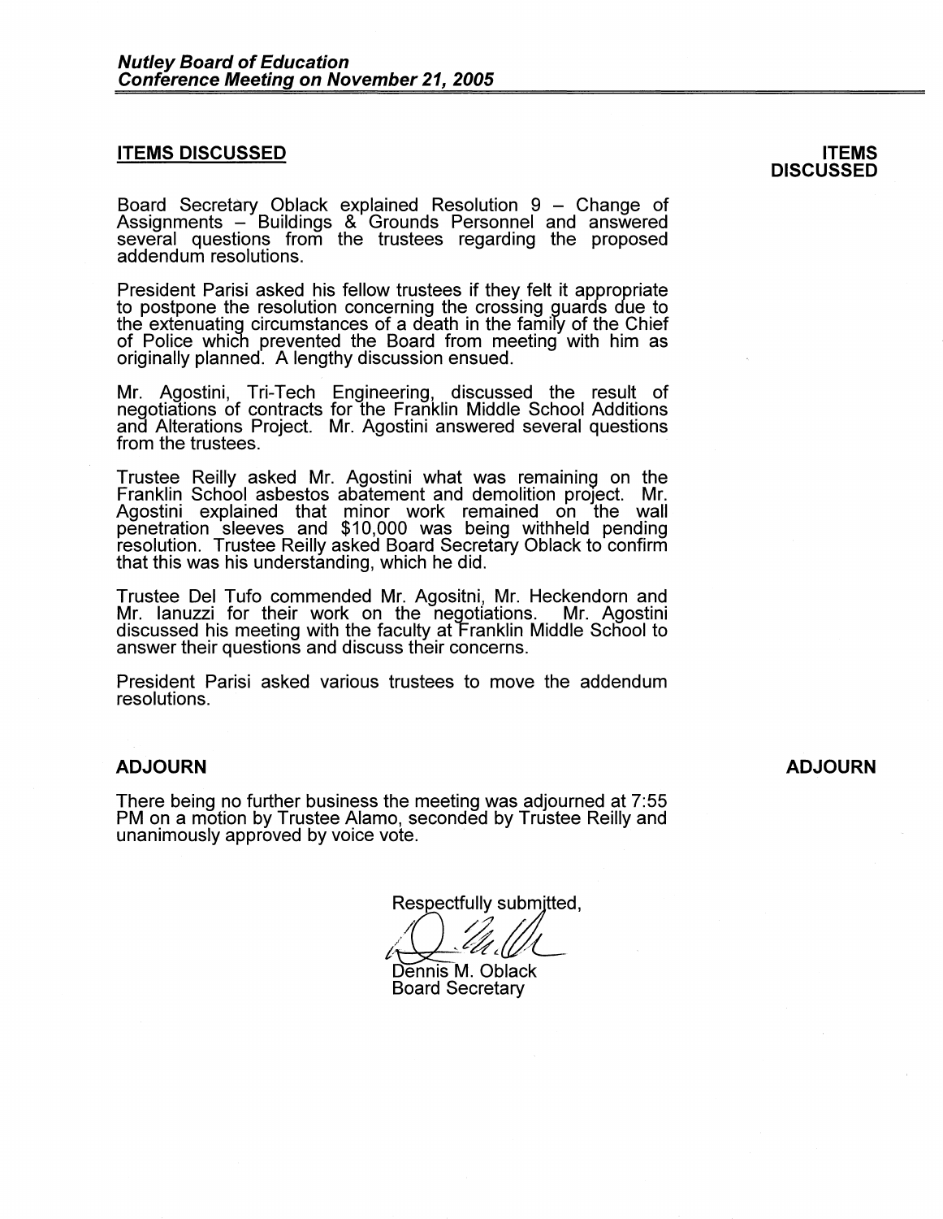## ITEMS DISCUSSED

Board Secretary Oblack explained Resolution 9 – Change of Assignments – Buildings & Grounds Personnel and answered several questions from the trustees regarding the proposed addendum resolutions.

President Parisi asked his fellow trustees if they felt it appropriate to postpone the resolution concerning the crossing guards due to the extenuating circumstances of a death in the family of the Chief of Police which prevented the Board from meeting with him as originally planned. A lengthy discussion ensued.

Mr. Agostini, Tri-Tech Engineering, discussed the result of negotiations of contracts for the Franklin Middle School Additions and Alterations Project. Mr. Agostini answered several questions from the trustees.

Trustee Reilly asked Mr. Agostini what was remaining on the Franklin School asbestos abatement and demolition project. Mr. Agostini explained that minor work remained on the wall penetration sleeves and $10,000 was being withheld pending resolution. Trustee Reilly asked Board Secretary Oblack to confirm that this was his understanding, which he did.

Trustee Del Tufo commended Mr. Agositni, Mr. Heckendorn and Mr. Ianuzzi for their work on the negotiations. Mr. Agostini discussed his meeting with the faculty at Franklin Middle School to answer their questions and discuss their concerns.

President Parisi asked various trustees to move the addendum resolutions.

## ADJOURN

There being no further business the meeting was adjourned at 7:55 PM on a motion by Trustee Alamo, seconded by Trustee Reilly and unanimously approved by voice vote.

Respectfully submitted,

Dennis M. Oblack
Board Secretary